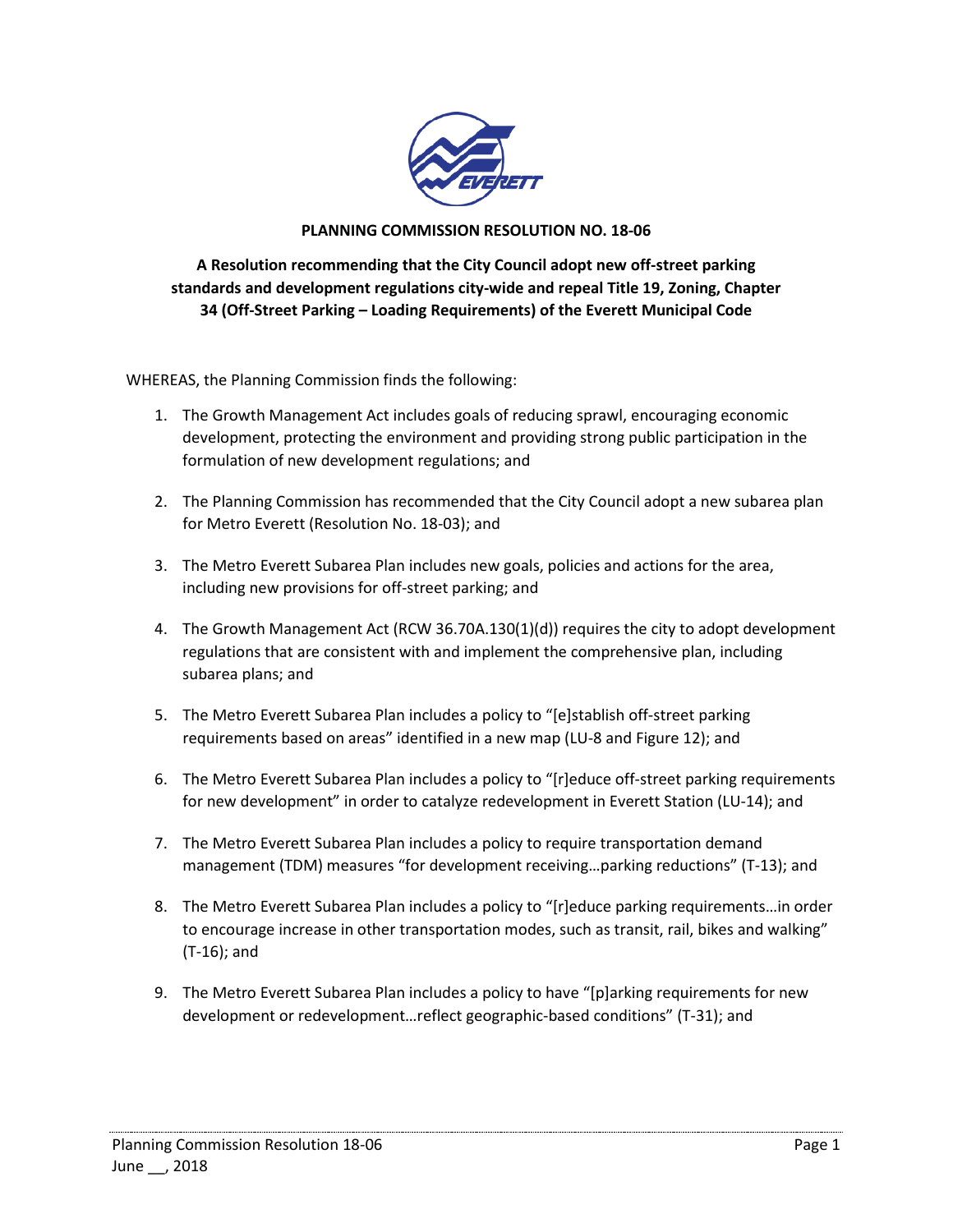**PLANNING COMMISSION RESOLUTION NO. 18-06**

**A Resolution recommending that the City Council adopt new off-street parking standards and development regulations city-wide and repeal Title 19, Zoning, Chapter 34 (Off-Street Parking – Loading Requirements) of the Everett Municipal Code**

WHEREAS, the Planning Commission finds the following:

1. The Growth Management Act includes goals of reducing sprawl, encouraging economic development, protecting the environment and providing strong public participation in the formulation of new development regulations; and

2. The Planning Commission has recommended that the City Council adopt a new subarea plan for Metro Everett (Resolution No. 18-03); and

3. The Metro Everett Subarea Plan includes new goals, policies and actions for the area, including new provisions for off-street parking; and

4. The Growth Management Act (RCW 36.70A.130(1)(d)) requires the city to adopt development regulations that are consistent with and implement the comprehensive plan, including subarea plans; and

5. The Metro Everett Subarea Plan includes a policy to "[e]stablish off-street parking requirements based on areas" identified in a new map (LU-8 and Figure 12); and

6. The Metro Everett Subarea Plan includes a policy to "[r]educe off-street parking requirements for new development" in order to catalyze redevelopment in Everett Station (LU-14); and

7. The Metro Everett Subarea Plan includes a policy to require transportation demand management (TDM) measures "for development receiving…parking reductions" (T-13); and

8. The Metro Everett Subarea Plan includes a policy to "[r]educe parking requirements…in order to encourage increase in other transportation modes, such as transit, rail, bikes and walking" (T-16); and

9. The Metro Everett Subarea Plan includes a policy to have "[p]arking requirements for new development or redevelopment…reflect geographic-based conditions" (T-31); and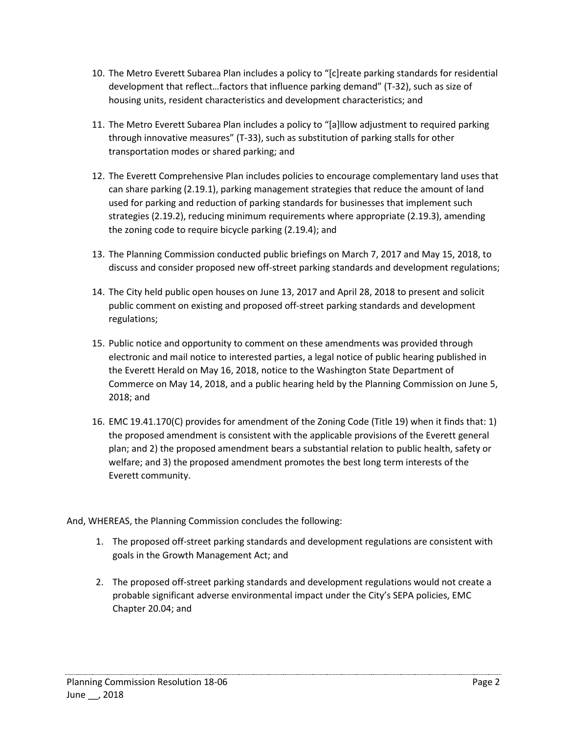10. The Metro Everett Subarea Plan includes a policy to "[c]reate parking standards for residential development that reflect…factors that influence parking demand" (T-32), such as size of housing units, resident characteristics and development characteristics; and

11. The Metro Everett Subarea Plan includes a policy to "[a]llow adjustment to required parking through innovative measures" (T-33), such as substitution of parking stalls for other transportation modes or shared parking; and

12. The Everett Comprehensive Plan includes policies to encourage complementary land uses that can share parking (2.19.1), parking management strategies that reduce the amount of land used for parking and reduction of parking standards for businesses that implement such strategies (2.19.2), reducing minimum requirements where appropriate (2.19.3), amending the zoning code to require bicycle parking (2.19.4); and

13. The Planning Commission conducted public briefings on March 7, 2017 and May 15, 2018, to discuss and consider proposed new off-street parking standards and development regulations;

14. The City held public open houses on June 13, 2017 and April 28, 2018 to present and solicit public comment on existing and proposed off-street parking standards and development regulations;

15. Public notice and opportunity to comment on these amendments was provided through electronic and mail notice to interested parties, a legal notice of public hearing published in the Everett Herald on May 16, 2018, notice to the Washington State Department of Commerce on May 14, 2018, and a public hearing held by the Planning Commission on June 5, 2018; and

16. EMC 19.41.170(C) provides for amendment of the Zoning Code (Title 19) when it finds that: 1) the proposed amendment is consistent with the applicable provisions of the Everett general plan; and 2) the proposed amendment bears a substantial relation to public health, safety or welfare; and 3) the proposed amendment promotes the best long term interests of the Everett community.

And, WHEREAS, the Planning Commission concludes the following:

1. The proposed off-street parking standards and development regulations are consistent with goals in the Growth Management Act; and

2. The proposed off-street parking standards and development regulations would not create a probable significant adverse environmental impact under the City's SEPA policies, EMC Chapter 20.04; and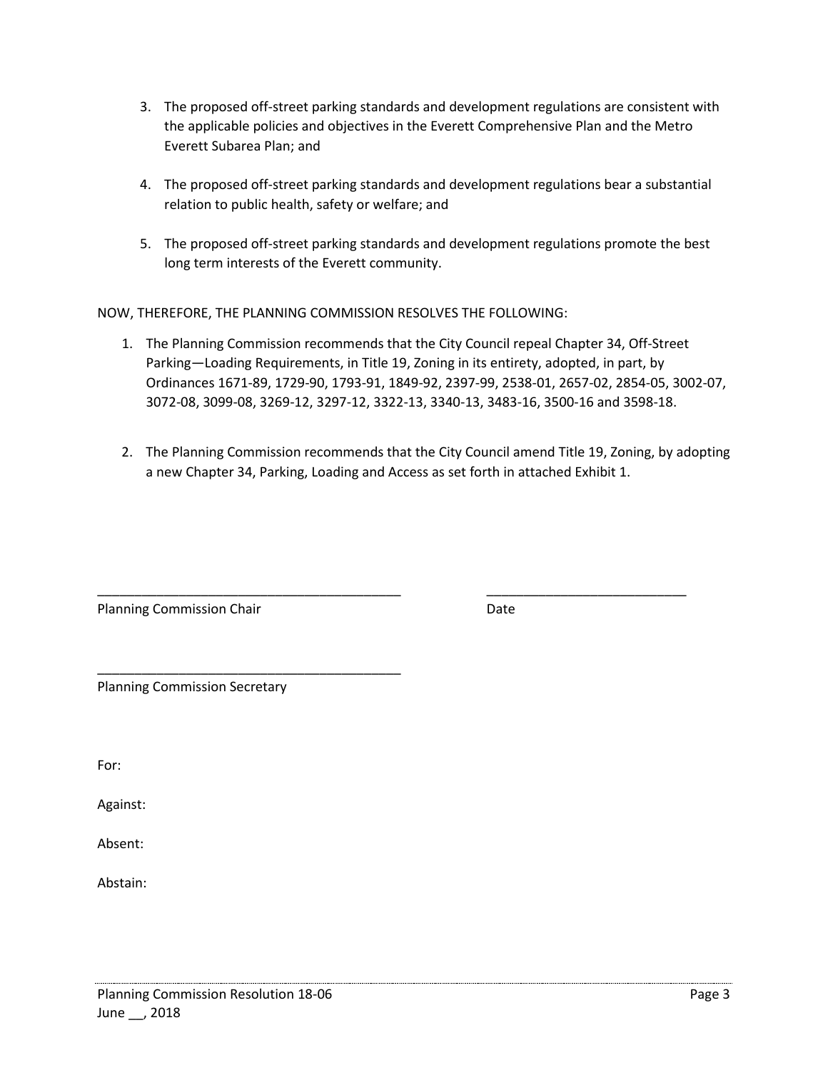3. The proposed off-street parking standards and development regulations are consistent with the applicable policies and objectives in the Everett Comprehensive Plan and the Metro Everett Subarea Plan; and

4. The proposed off-street parking standards and development regulations bear a substantial relation to public health, safety or welfare; and

5. The proposed off-street parking standards and development regulations promote the best long term interests of the Everett community.

NOW, THEREFORE, THE PLANNING COMMISSION RESOLVES THE FOLLOWING:

1. The Planning Commission recommends that the City Council repeal Chapter 34, Off-Street Parking—Loading Requirements, in Title 19, Zoning in its entirety, adopted, in part, by Ordinances 1671-89, 1729-90, 1793-91, 1849-92, 2397-99, 2538-01, 2657-02, 2854-05, 3002-07, 3072-08, 3099-08, 3269-12, 3297-12, 3322-13, 3340-13, 3483-16, 3500-16 and 3598-18.

2. The Planning Commission recommends that the City Council amend Title 19, Zoning, by adopting a new Chapter 34, Parking, Loading and Access as set forth in attached Exhibit 1.

\_\_\_\_\_\_\_\_\_\_\_\_\_\_\_\_\_\_\_\_\_\_\_\_\_\_\_\_\_\_\_\_\_\_\_\_\_\_\_\_ \_\_\_\_\_\_\_\_\_\_\_\_\_\_\_\_\_\_\_\_\_\_\_\_\_\_

Planning Commission Chair Date

\_\_\_\_\_\_\_\_\_\_\_\_\_\_\_\_\_\_\_\_\_\_\_\_\_\_\_\_\_\_\_\_\_\_\_\_\_\_\_\_

Planning Commission Secretary

For:

Against:

Absent:

Abstain:

Planning Commission Resolution 18-06
June __, 2018